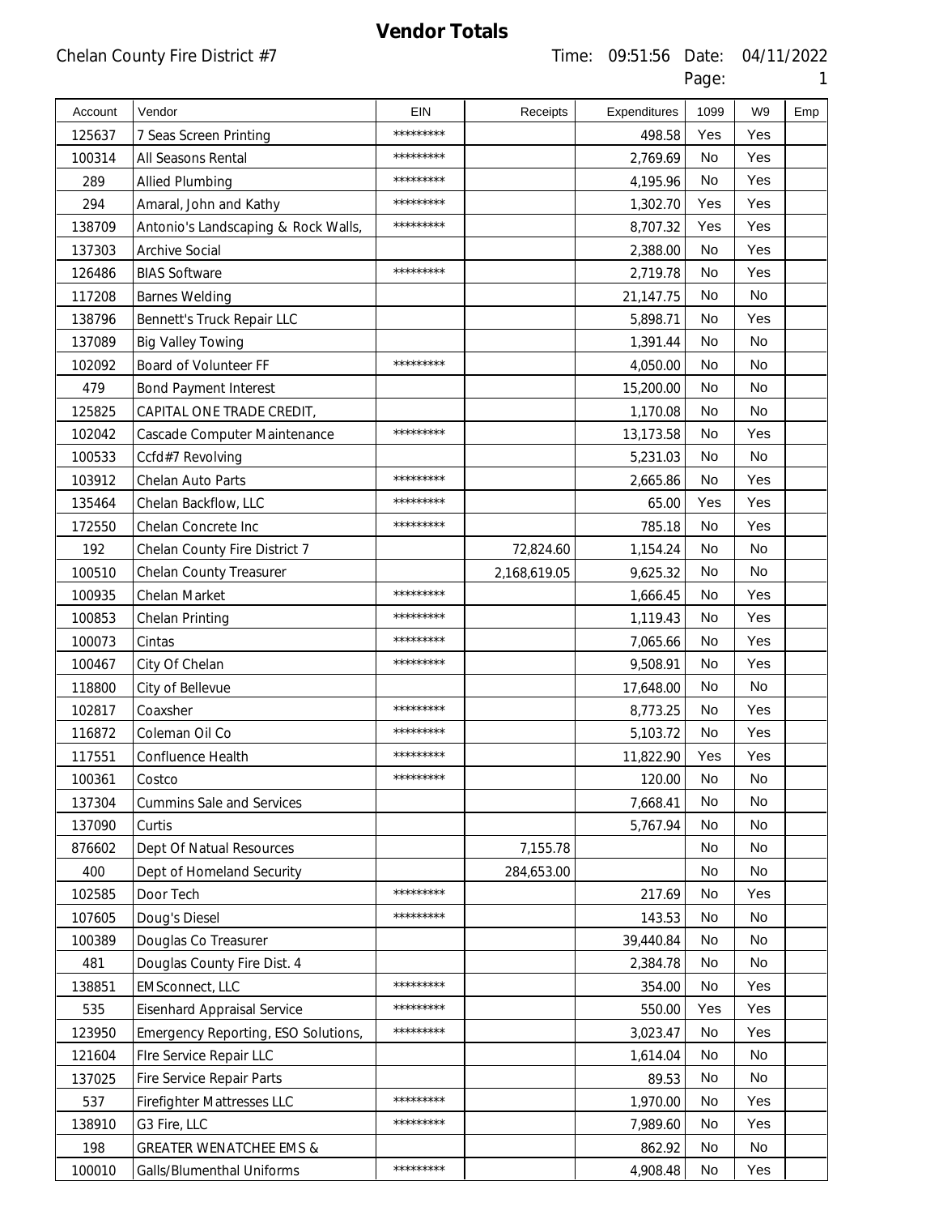# Vendor Totals

Chelan County Fire District #7

Time: 09:51:56 Date: 04/11/2022

| Account | Vendor | EIN | Receipts | Expenditures | 1099 | W9 | Emp |
|---|---|---|---|---|---|---|---|
| 125637 | 7 Seas Screen Printing | ********* | | 498.58 | Yes | Yes | |
| 100314 | All Seasons Rental | ********* | | 2,769.69 | No | Yes | |
| 289 | Allied Plumbing | ********* | | 4,195.96 | No | Yes | |
| 294 | Amaral, John and Kathy | ********* | | 1,302.70 | Yes | Yes | |
| 138709 | Antonio's Landscaping & Rock Walls, | ********* | | 8,707.32 | Yes | Yes | |
| 137303 | Archive Social | | | 2,388.00 | No | Yes | |
| 126486 | BIAS Software | ********* | | 2,719.78 | No | Yes | |
| 117208 | Barnes Welding | | | 21,147.75 | No | No | |
| 138796 | Bennett's Truck Repair LLC | | | 5,898.71 | No | Yes | |
| 137089 | Big Valley Towing | | | 1,391.44 | No | No | |
| 102092 | Board of Volunteer FF | ********* | | 4,050.00 | No | No | |
| 479 | Bond Payment Interest | | | 15,200.00 | No | No | |
| 125825 | CAPITAL ONE TRADE CREDIT, | | | 1,170.08 | No | No | |
| 102042 | Cascade Computer Maintenance | ********* | | 13,173.58 | No | Yes | |
| 100533 | Ccfd#7 Revolving | | | 5,231.03 | No | No | |
| 103912 | Chelan Auto Parts | ********* | | 2,665.86 | No | Yes | |
| 135464 | Chelan Backflow, LLC | ********* | | 65.00 | Yes | Yes | |
| 172550 | Chelan Concrete Inc | ********* | | 785.18 | No | Yes | |
| 192 | Chelan County Fire District 7 | | 72,824.60 | 1,154.24 | No | No | |
| 100510 | Chelan County Treasurer | | 2,168,619.05 | 9,625.32 | No | No | |
| 100935 | Chelan Market | ********* | | 1,666.45 | No | Yes | |
| 100853 | Chelan Printing | ********* | | 1,119.43 | No | Yes | |
| 100073 | Cintas | ********* | | 7,065.66 | No | Yes | |
| 100467 | City Of Chelan | ********* | | 9,508.91 | No | Yes | |
| 118800 | City of Bellevue | | | 17,648.00 | No | No | |
| 102817 | Coaxsher | ********* | | 8,773.25 | No | Yes | |
| 116872 | Coleman Oil Co | ********* | | 5,103.72 | No | Yes | |
| 117551 | Confluence Health | ********* | | 11,822.90 | Yes | Yes | |
| 100361 | Costco | ********* | | 120.00 | No | No | |
| 137304 | Cummins Sale and Services | | | 7,668.41 | No | No | |
| 137090 | Curtis | | | 5,767.94 | No | No | |
| 876602 | Dept Of Natual Resources | | 7,155.78 | | No | No | |
| 400 | Dept of Homeland Security | | 284,653.00 | | No | No | |
| 102585 | Door Tech | ********* | | 217.69 | No | Yes | |
| 107605 | Doug's Diesel | ********* | | 143.53 | No | No | |
| 100389 | Douglas Co Treasurer | | | 39,440.84 | No | No | |
| 481 | Douglas County Fire Dist. 4 | | | 2,384.78 | No | No | |
| 138851 | EMSconnect, LLC | ********* | | 354.00 | No | Yes | |
| 535 | Eisenhard Appraisal Service | ********* | | 550.00 | Yes | Yes | |
| 123950 | Emergency Reporting, ESO Solutions, | ********* | | 3,023.47 | No | Yes | |
| 121604 | FIre Service Repair LLC | | | 1,614.04 | No | No | |
| 137025 | Fire Service Repair Parts | | | 89.53 | No | No | |
| 537 | Firefighter Mattresses LLC | ********* | | 1,970.00 | No | Yes | |
| 138910 | G3 Fire, LLC | ********* | | 7,989.60 | No | Yes | |
| 198 | GREATER WENATCHEE EMS & | | | 862.92 | No | No | |
| 100010 | Galls/Blumenthal Uniforms | ********* | | 4,908.48 | No | Yes | |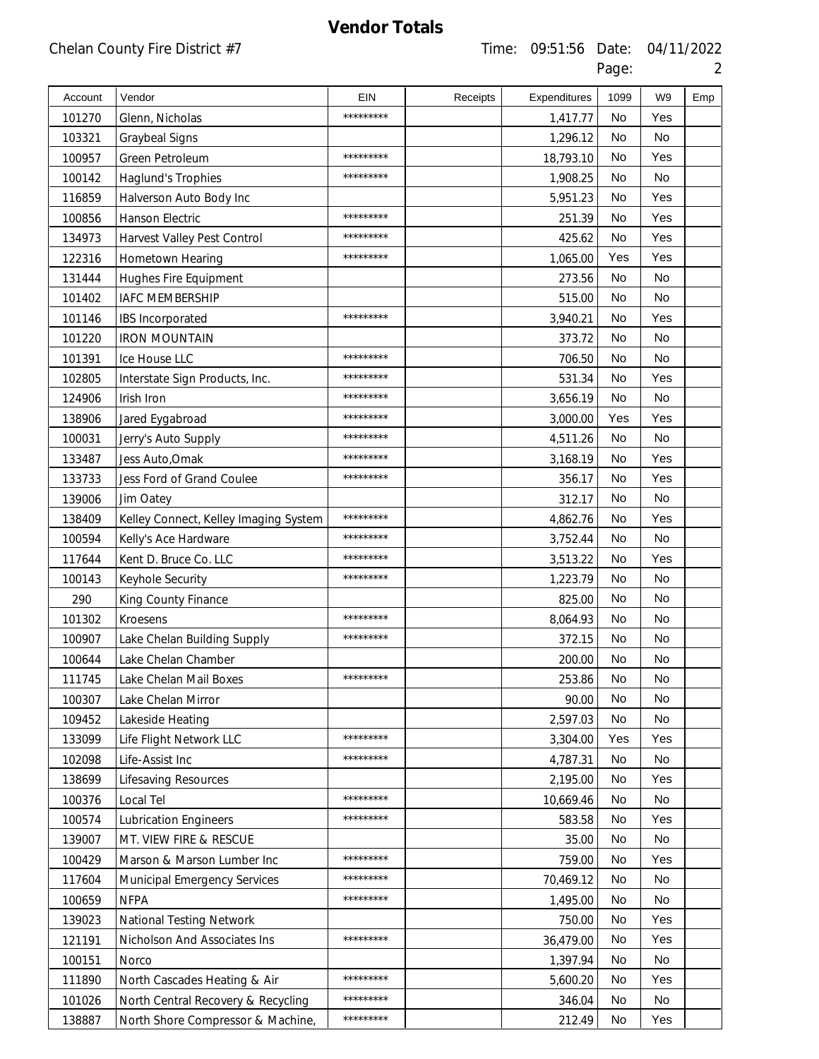# Vendor Totals

Chelan County Fire District #7

Time: 09:51:56 Date: 04/11/2022

| Account | Vendor | EIN | Receipts | Expenditures | 1099 | W9 | Emp |
|---|---|---|---|---|---|---|---|
| 101270 | Glenn, Nicholas | ********* | | 1,417.77 | No | Yes | |
| 103321 | Graybeal Signs | | | 1,296.12 | No | No | |
| 100957 | Green Petroleum | ********* | | 18,793.10 | No | Yes | |
| 100142 | Haglund's Trophies | ********* | | 1,908.25 | No | No | |
| 116859 | Halverson Auto Body Inc | | | 5,951.23 | No | Yes | |
| 100856 | Hanson Electric | ********* | | 251.39 | No | Yes | |
| 134973 | Harvest Valley Pest Control | ********* | | 425.62 | No | Yes | |
| 122316 | Hometown Hearing | ********* | | 1,065.00 | Yes | Yes | |
| 131444 | Hughes Fire Equipment | | | 273.56 | No | No | |
| 101402 | IAFC MEMBERSHIP | | | 515.00 | No | No | |
| 101146 | IBS Incorporated | ********* | | 3,940.21 | No | Yes | |
| 101220 | IRON MOUNTAIN | | | 373.72 | No | No | |
| 101391 | Ice House LLC | ********* | | 706.50 | No | No | |
| 102805 | Interstate Sign Products, Inc. | ********* | | 531.34 | No | Yes | |
| 124906 | Irish Iron | ********* | | 3,656.19 | No | No | |
| 138906 | Jared Eygabroad | ********* | | 3,000.00 | Yes | Yes | |
| 100031 | Jerry's Auto Supply | ********* | | 4,511.26 | No | No | |
| 133487 | Jess Auto,Omak | ********* | | 3,168.19 | No | Yes | |
| 133733 | Jess Ford of Grand Coulee | ********* | | 356.17 | No | Yes | |
| 139006 | Jim Oatey | | | 312.17 | No | No | |
| 138409 | Kelley Connect, Kelley Imaging System | ********* | | 4,862.76 | No | Yes | |
| 100594 | Kelly's Ace Hardware | ********* | | 3,752.44 | No | No | |
| 117644 | Kent D. Bruce Co. LLC | ********* | | 3,513.22 | No | Yes | |
| 100143 | Keyhole Security | ********* | | 1,223.79 | No | No | |
| 290 | King County Finance | | | 825.00 | No | No | |
| 101302 | Kroesens | ********* | | 8,064.93 | No | No | |
| 100907 | Lake Chelan Building Supply | ********* | | 372.15 | No | No | |
| 100644 | Lake Chelan Chamber | | | 200.00 | No | No | |
| 111745 | Lake Chelan Mail Boxes | ********* | | 253.86 | No | No | |
| 100307 | Lake Chelan Mirror | | | 90.00 | No | No | |
| 109452 | Lakeside Heating | | | 2,597.03 | No | No | |
| 133099 | Life Flight Network LLC | ********* | | 3,304.00 | Yes | Yes | |
| 102098 | Life-Assist Inc | ********* | | 4,787.31 | No | No | |
| 138699 | Lifesaving Resources | | | 2,195.00 | No | Yes | |
| 100376 | Local Tel | ********* | | 10,669.46 | No | No | |
| 100574 | Lubrication Engineers | ********* | | 583.58 | No | Yes | |
| 139007 | MT. VIEW FIRE & RESCUE | | | 35.00 | No | No | |
| 100429 | Marson & Marson Lumber Inc | ********* | | 759.00 | No | Yes | |
| 117604 | Municipal Emergency Services | ********* | | 70,469.12 | No | No | |
| 100659 | NFPA | ********* | | 1,495.00 | No | No | |
| 139023 | National Testing Network | | | 750.00 | No | Yes | |
| 121191 | Nicholson And Associates Ins | ********* | | 36,479.00 | No | Yes | |
| 100151 | Norco | | | 1,397.94 | No | No | |
| 111890 | North Cascades Heating & Air | ********* | | 5,600.20 | No | Yes | |
| 101026 | North Central Recovery & Recycling | ********* | | 346.04 | No | No | |
| 138887 | North Shore Compressor & Machine, | ********* | | 212.49 | No | Yes | |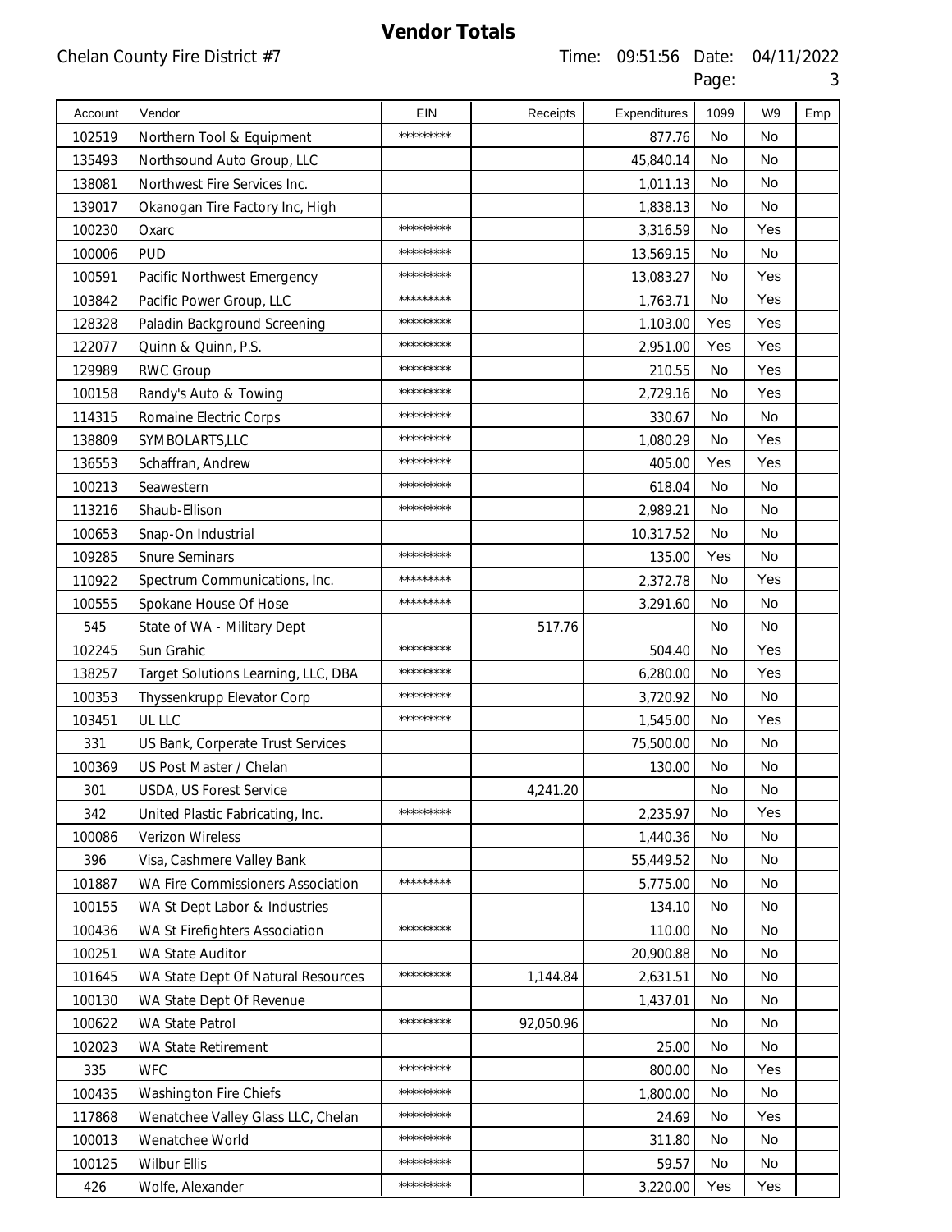# Vendor Totals

Chelan County Fire District #7

Time: 09:51:56 Date: 04/11/2022

| Account | Vendor | EIN | Receipts | Expenditures | 1099 | W9 | Emp |
|---|---|---|---|---|---|---|---|
| 102519 | Northern Tool & Equipment | ********* | | 877.76 | No | No | |
| 135493 | Northsound Auto Group, LLC | | | 45,840.14 | No | No | |
| 138081 | Northwest Fire Services Inc. | | | 1,011.13 | No | No | |
| 139017 | Okanogan Tire Factory Inc, High | | | 1,838.13 | No | No | |
| 100230 | Oxarc | ********* | | 3,316.59 | No | Yes | |
| 100006 | PUD | ********* | | 13,569.15 | No | No | |
| 100591 | Pacific Northwest Emergency | ********* | | 13,083.27 | No | Yes | |
| 103842 | Pacific Power Group, LLC | ********* | | 1,763.71 | No | Yes | |
| 128328 | Paladin Background Screening | ********* | | 1,103.00 | Yes | Yes | |
| 122077 | Quinn & Quinn, P.S. | ********* | | 2,951.00 | Yes | Yes | |
| 129989 | RWC Group | ********* | | 210.55 | No | Yes | |
| 100158 | Randy's Auto & Towing | ********* | | 2,729.16 | No | Yes | |
| 114315 | Romaine Electric Corps | ********* | | 330.67 | No | No | |
| 138809 | SYMBOLARTS,LLC | ********* | | 1,080.29 | No | Yes | |
| 136553 | Schaffran, Andrew | ********* | | 405.00 | Yes | Yes | |
| 100213 | Seawestern | ********* | | 618.04 | No | No | |
| 113216 | Shaub-Ellison | ********* | | 2,989.21 | No | No | |
| 100653 | Snap-On Industrial | | | 10,317.52 | No | No | |
| 109285 | Snure Seminars | ********* | | 135.00 | Yes | No | |
| 110922 | Spectrum Communications, Inc. | ********* | | 2,372.78 | No | Yes | |
| 100555 | Spokane House Of Hose | ********* | | 3,291.60 | No | No | |
| 545 | State of WA - Military Dept | | 517.76 | | No | No | |
| 102245 | Sun Grahic | ********* | | 504.40 | No | Yes | |
| 138257 | Target Solutions Learning, LLC, DBA | ********* | | 6,280.00 | No | Yes | |
| 100353 | Thyssenkrupp Elevator Corp | ********* | | 3,720.92 | No | No | |
| 103451 | UL LLC | ********* | | 1,545.00 | No | Yes | |
| 331 | US Bank, Corperate Trust Services | | | 75,500.00 | No | No | |
| 100369 | US Post Master / Chelan | | | 130.00 | No | No | |
| 301 | USDA, US Forest Service | | 4,241.20 | | No | No | |
| 342 | United Plastic Fabricating, Inc. | ********* | | 2,235.97 | No | Yes | |
| 100086 | Verizon Wireless | | | 1,440.36 | No | No | |
| 396 | Visa, Cashmere Valley Bank | | | 55,449.52 | No | No | |
| 101887 | WA Fire Commissioners Association | ********* | | 5,775.00 | No | No | |
| 100155 | WA St Dept Labor & Industries | | | 134.10 | No | No | |
| 100436 | WA St Firefighters Association | ********* | | 110.00 | No | No | |
| 100251 | WA State Auditor | | | 20,900.88 | No | No | |
| 101645 | WA State Dept Of Natural Resources | ********* | 1,144.84 | 2,631.51 | No | No | |
| 100130 | WA State Dept Of Revenue | | | 1,437.01 | No | No | |
| 100622 | WA State Patrol | ********* | 92,050.96 | | No | No | |
| 102023 | WA State Retirement | | | 25.00 | No | No | |
| 335 | WFC | ********* | | 800.00 | No | Yes | |
| 100435 | Washington Fire Chiefs | ********* | | 1,800.00 | No | No | |
| 117868 | Wenatchee Valley Glass LLC, Chelan | ********* | | 24.69 | No | Yes | |
| 100013 | Wenatchee World | ********* | | 311.80 | No | No | |
| 100125 | Wilbur Ellis | ********* | | 59.57 | No | No | |
| 426 | Wolfe, Alexander | ********* | | 3,220.00 | Yes | Yes | |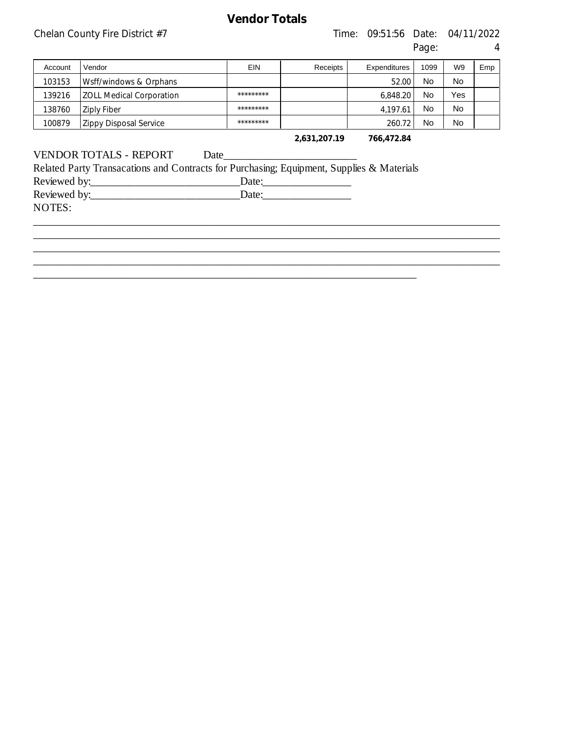# Vendor Totals

Chelan County Fire District #7

Time: 09:51:56 Date: 04/11/2022

| Account | Vendor | EIN | Receipts | Expenditures | 1099 | W9 | Emp |
|---|---|---|---|---|---|---|---|
| 103153 | Wsff/windows & Orphans | | | 52.00 | No | No | |
| 139216 | ZOLL Medical Corporation | ********* | | 6,848.20 | No | Yes | |
| 138760 | Ziply Fiber | ********* | | 4,197.61 | No | No | |
| 100879 | Zippy Disposal Service | ********* | | 260.72 | No | No | |
| | | | **2,631,207.19** | **766,472.84** | | | |

VENDOR TOTALS - REPORT Date_________________________

Related Party Transacations and Contracts for Purchasing; Equipment, Supplies & Materials

Reviewed by:____________________________Date:________________

Reviewed by:____________________________Date:________________

NOTES:

________________________________________________________________________________________

________________________________________________________________________________________

________________________________________________________________________________________

________________________________________________________________________________________

_________________________________________________________________________